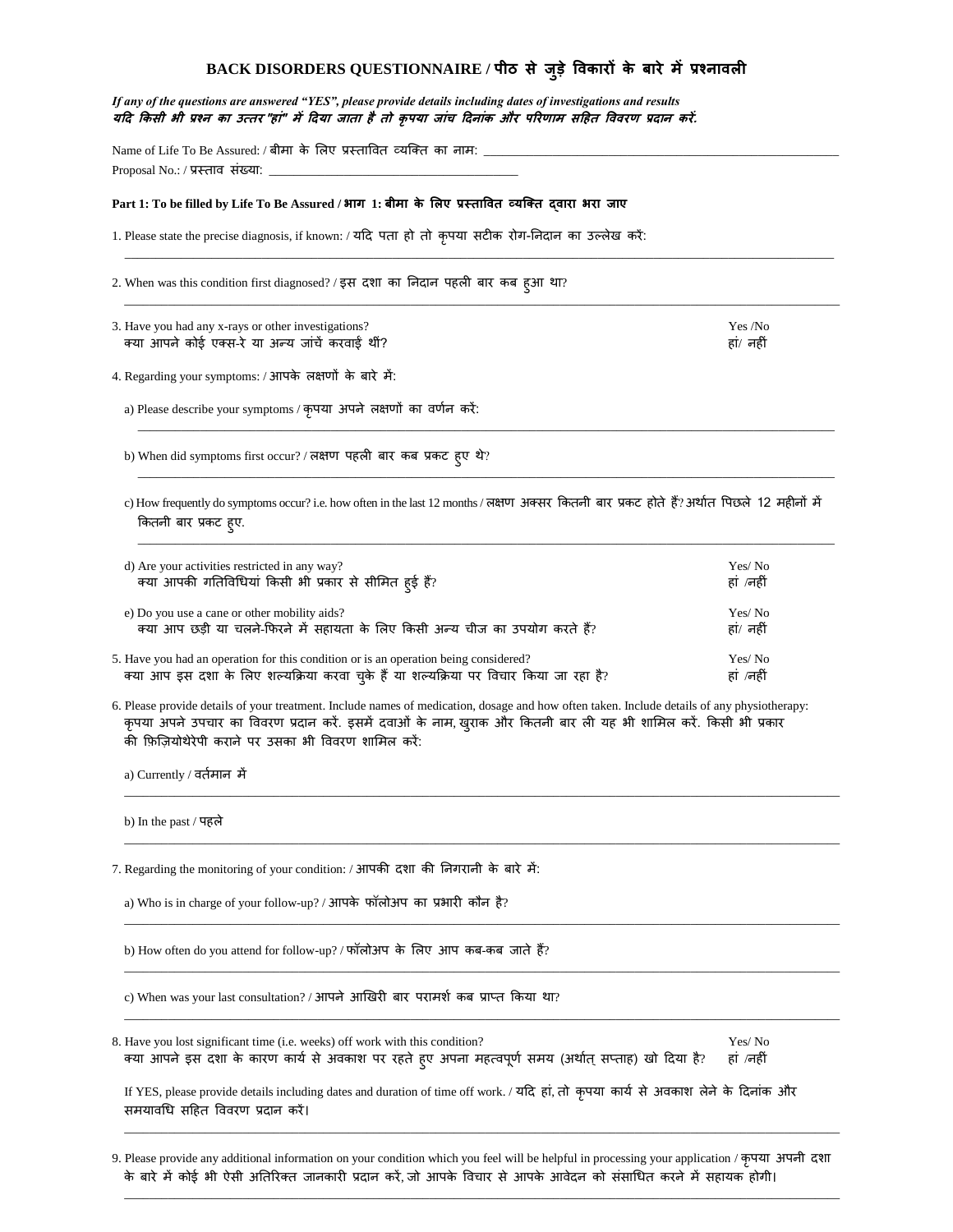# BACK DISORDERS QUESTIONNAIRE / पीठ से जुड़े विकारों के बारे में प्रश्नावली

***If any of the questions are answered "YES", please provide details including dates of investigations and results***
***यदि किसी भी प्रश्न का उत्तर "हां" में दिया जाता है तो कृपया जांच दिनांक और परिणाम सहित विवरण प्रदान करें.***

Name of Life To Be Assured: / बीमा के लिए प्रस्तावित व्यक्ति का नाम: ______________________________

Proposal No.: / प्रस्ताव संख्या: ______________________________

**Part 1: To be filled by Life To Be Assured / भाग 1: बीमा के लिए प्रस्तावित व्यक्ति द्वारा भरा जाए**

1. Please state the precise diagnosis, if known: / यदि पता हो तो कृपया सटीक रोग-निदान का उल्लेख करें:
______________________________

2. When was this condition first diagnosed? / इस दशा का निदान पहली बार कब हुआ था?
______________________________

3. Have you had any x-rays or other investigations? Yes /No
क्या आपने कोई एक्स-रे या अन्य जांचें करवाईं थीं? हां/ नहीं

4. Regarding your symptoms: / आपके लक्षणों के बारे में:

   a) Please describe your symptoms / कृपया अपने लक्षणों का वर्णन करें:
   ______________________________

   b) When did symptoms first occur? / लक्षण पहली बार कब प्रकट हुए थे?
   ______________________________

   c) How frequently do symptoms occur? i.e. how often in the last 12 months / लक्षण अक्सर कितनी बार प्रकट होते हैं? अर्थात पिछले 12 महीनों में कितनी बार प्रकट हुए.
   ______________________________

   d) Are your activities restricted in any way? Yes/ No
   क्या आपकी गतिविधियां किसी भी प्रकार से सीमित हुई हैं? हां /नहीं

   e) Do you use a cane or other mobility aids? Yes/ No
   क्या आप छड़ी या चलने-फिरने में सहायता के लिए किसी अन्य चीज का उपयोग करते हैं? हां/ नहीं

5. Have you had an operation for this condition or is an operation being considered? Yes/ No
क्या आप इस दशा के लिए शल्यक्रिया करवा चुके हैं या शल्यक्रिया पर विचार किया जा रहा है? हां /नहीं

6. Please provide details of your treatment. Include names of medication, dosage and how often taken. Include details of any physiotherapy:
कृपया अपने उपचार का विवरण प्रदान करें. इसमें दवाओं के नाम, खुराक और कितनी बार ली यह भी शामिल करें. किसी भी प्रकार की फ़िज़ियोथेरेपी कराने पर उसका भी विवरण शामिल करें:

   a) Currently / वर्तमान में
   ______________________________

   b) In the past / पहले
   ______________________________

7. Regarding the monitoring of your condition: / आपकी दशा की निगरानी के बारे में:

   a) Who is in charge of your follow-up? / आपके फॉलोअप का प्रभारी कौन है?
   ______________________________

   b) How often do you attend for follow-up? / फॉलोअप के लिए आप कब-कब जाते हैं?
   ______________________________

   c) When was your last consultation? / आपने आखिरी बार परामर्श कब प्राप्त किया था?
   ______________________________

8. Have you lost significant time (i.e. weeks) off work with this condition? Yes/ No
क्या आपने इस दशा के कारण कार्य से अवकाश पर रहते हुए अपना महत्वपूर्ण समय (अर्थात् सप्ताह) खो दिया है? हां /नहीं

   If YES, please provide details including dates and duration of time off work. / यदि हां, तो कृपया कार्य से अवकाश लेने के दिनांक और समयावधि सहित विवरण प्रदान करें।
   ______________________________

9. Please provide any additional information on your condition which you feel will be helpful in processing your application / कृपया अपनी दशा के बारे में कोई भी ऐसी अतिरिक्त जानकारी प्रदान करें, जो आपके विचार से आपके आवेदन को संसाधित करने में सहायक होगी।
______________________________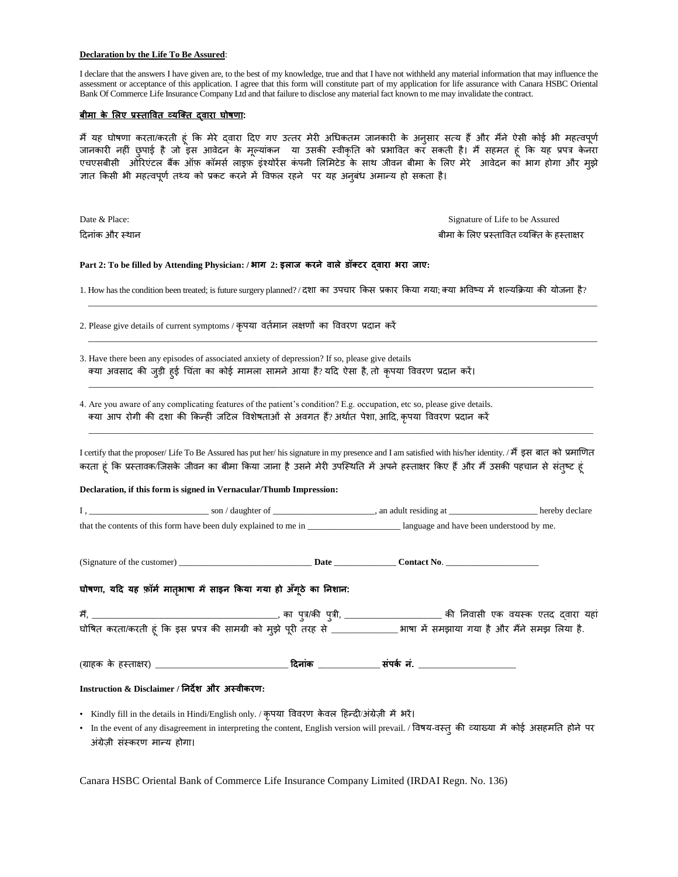**Declaration by the Life To Be Assured**:

I declare that the answers I have given are, to the best of my knowledge, true and that I have not withheld any material information that may influence the assessment or acceptance of this application. I agree that this form will constitute part of my application for life assurance with Canara HSBC Oriental Bank Of Commerce Life Insurance Company Ltd and that failure to disclose any material fact known to me may invalidate the contract.

**बीमा के लिए प्रस्तावित व्यक्ति द्वारा घोषणा:**

मैं यह घोषणा करता/करती हूं कि मेरे द्वारा दिए गए उत्तर मेरी अधिकतम जानकारी के अनुसार सत्य हैं और मैंने ऐसी कोई भी महत्वपूर्ण जानकारी नहीं छुपाई है जो इस आवेदन के मूल्यांकन या उसकी स्वीकृति को प्रभावित कर सकती है। मैं सहमत हूं कि यह प्रपत्र केनरा एचएसबीसी ओरिएंटल बैंक ऑफ़ कॉमर्स लाइफ़ इंश्योरेंस कंपनी लिमिटेड के साथ जीवन बीमा के लिए मेरे आवेदन का भाग होगा और मुझे ज्ञात किसी भी महत्वपूर्ण तथ्य को प्रकट करने में विफल रहने पर यह अनुबंध अमान्य हो सकता है।

Date & Place: Signature of Life to be Assured

दिनांक और स्थान बीमा के लिए प्रस्तावित व्यक्ति के हस्ताक्षर

**Part 2: To be filled by Attending Physician: / भाग 2: इलाज करने वाले डॉक्टर द्वारा भरा जाए:**

1. How has the condition been treated; is future surgery planned? / दशा का उपचार किस प्रकार किया गया; क्या भविष्य में शल्यक्रिया की योजना है?

______________________________________________________________________________________________

2. Please give details of current symptoms / कृपया वर्तमान लक्षणों का विवरण प्रदान करें

______________________________________________________________________________________________

3. Have there been any episodes of associated anxiety of depression? If so, please give details
   क्या अवसाद की जुड़ी हुई चिंता का कोई मामला सामने आया है? यदि ऐसा है, तो कृपया विवरण प्रदान करें।

______________________________________________________________________________________________

4. Are you aware of any complicating features of the patient's condition? E.g. occupation, etc so, please give details.
   क्या आप रोगी की दशा की किन्हीं जटिल विशेषताओं से अवगत हैं? अर्थात पेशा, आदि, कृपया विवरण प्रदान करें

______________________________________________________________________________________________

I certify that the proposer/ Life To Be Assured has put her/ his signature in my presence and I am satisfied with his/her identity. / मैं इस बात को प्रमाणित करता हूं कि प्रस्तावक/जिसके जीवन का बीमा किया जाना है उसने मेरी उपस्थिति में अपने हस्ताक्षर किए हैं और मैं उसकी पहचान से संतुष्ट हूं

**Declaration, if this form is signed in Vernacular/Thumb Impression:**

I , ___________________________ son / daughter of _______________________, an adult residing at ____________________ hereby declare that the contents of this form have been duly explained to me in _____________________ language and have been understood by me.

(Signature of the customer) _______________________________ **Date** ______________ **Contact No**. ______________________

**घोषणा, यदि यह फ़ॉर्म मातृभाषा में साइन किया गया हो अँगूठे का निशान:**

मैं, ________________________________________, का पुत्र/की पुत्री, _____________________ की निवासी एक वयस्क एतद द्वारा यहां घोषित करता/करती हूं कि इस प्रपत्र की सामग्री को मुझे पूरी तरह से _______________ भाषा में समझाया गया है और मैंने समझ लिया है.

(ग्राहक के हस्ताक्षर) _____________________________ **दिनांक** ______________ **संपर्क नं.** ______________________

**Instruction & Disclaimer / निर्देश और अस्वीकरण:**

- Kindly fill in the details in Hindi/English only. / कृपया विवरण केवल हिन्दी/अंग्रेज़ी में भरें।
- In the event of any disagreement in interpreting the content, English version will prevail. / विषय-वस्तु की व्याख्या में कोई असहमति होने पर अंग्रेज़ी संस्करण मान्य होगा।

Canara HSBC Oriental Bank of Commerce Life Insurance Company Limited (IRDAI Regn. No. 136)